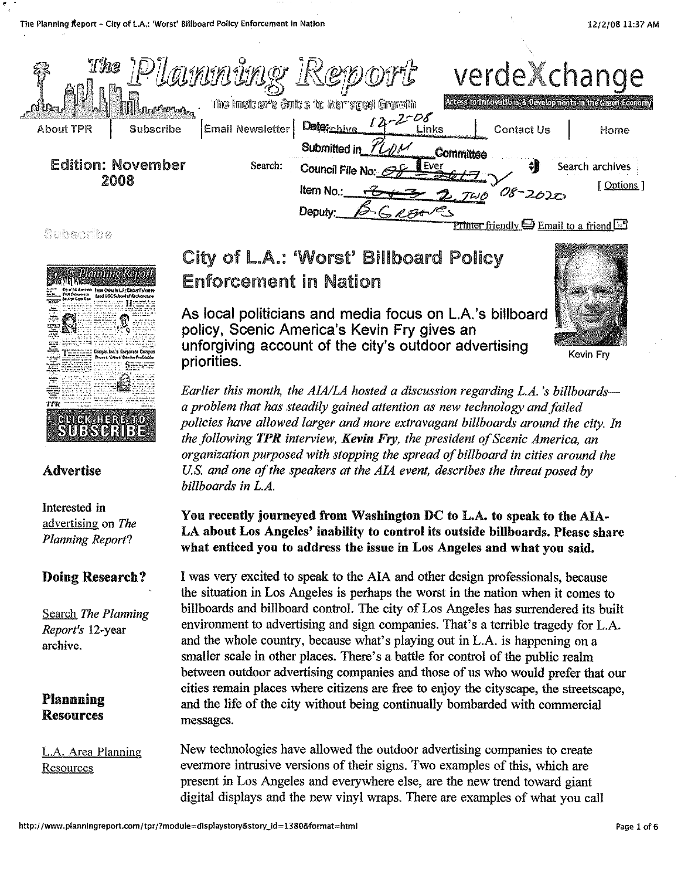# The Planning Report

The Insider's Guide to Managed Growth

verdeXchange

Access to Innovations & Developments in the Green Economy

About TPR | Subscribe | Email Newsletter | Archive | Links | Contact Us | Home

Date: 12-2-08

Submitted in PLUM Committee

Council File No: 08-2617

Item No.: 2 TWO 08-2020

Deputy: B. Greaves

**Edition: November 2008**

Search: Ever Search archives [ Options ]

Printer friendly Email to a friend

Subscribe

CLICK HERE TO SUBSCRIBE

### Advertise

Interested in advertising on *The Planning Report*?

### Doing Research?

Search *The Planning Report's* 12-year archive.

### Plannning Resources

L.A. Area Planning Resources

# City of L.A.: 'Worst' Billboard Policy Enforcement in Nation

## As local politicians and media focus on L.A.'s billboard policy, Scenic America's Kevin Fry gives an unforgiving account of the city's outdoor advertising priorities.

Kevin Fry

*Earlier this month, the AIA/LA hosted a discussion regarding L.A.'s billboards—a problem that has steadily gained attention as new technology and failed policies have allowed larger and more extravagant billboards around the city. In the following* ***TPR*** *interview,* ***Kevin Fry****, the president of Scenic America, an organization purposed with stopping the spread of billboard in cities around the U.S. and one of the speakers at the AIA event, describes the threat posed by billboards in L.A.*

**You recently journeyed from Washington DC to L.A. to speak to the AIA-LA about Los Angeles' inability to control its outside billboards. Please share what enticed you to address the issue in Los Angeles and what you said.**

I was very excited to speak to the AIA and other design professionals, because the situation in Los Angeles is perhaps the worst in the nation when it comes to billboards and billboard control. The city of Los Angeles has surrendered its built environment to advertising and sign companies. That's a terrible tragedy for L.A. and the whole country, because what's playing out in L.A. is happening on a smaller scale in other places. There's a battle for control of the public realm between outdoor advertising companies and those of us who would prefer that our cities remain places where citizens are free to enjoy the cityscape, the streetscape, and the life of the city without being continually bombarded with commercial messages.

New technologies have allowed the outdoor advertising companies to create evermore intrusive versions of their signs. Two examples of this, which are present in Los Angeles and everywhere else, are the new trend toward giant digital displays and the new vinyl wraps. There are examples of what you call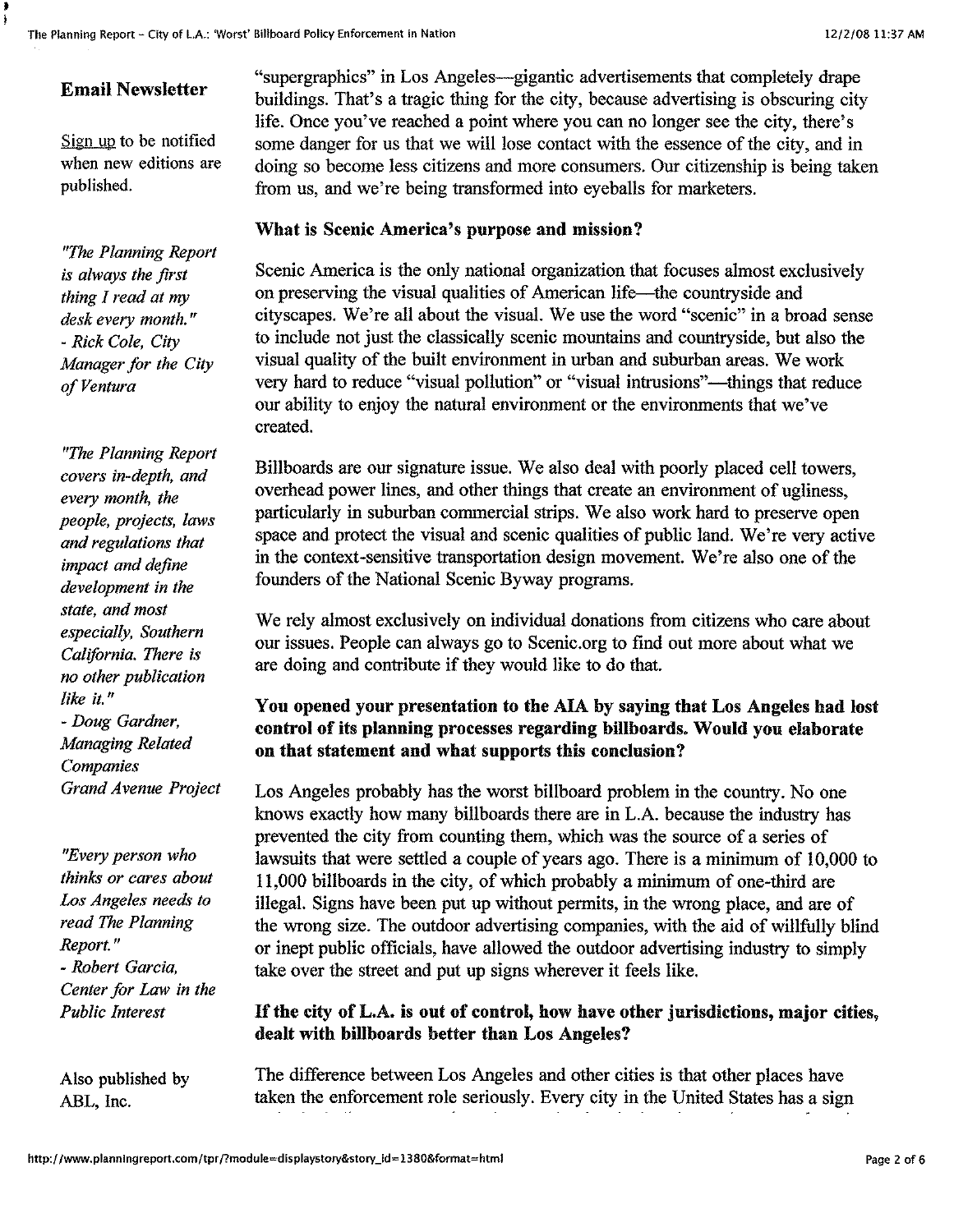"supergraphics" in Los Angeles—gigantic advertisements that completely drape buildings. That's a tragic thing for the city, because advertising is obscuring city life. Once you've reached a point where you can no longer see the city, there's some danger for us that we will lose contact with the essence of the city, and in doing so become less citizens and more consumers. Our citizenship is being taken from us, and we're being transformed into eyeballs for marketers.

**What is Scenic America's purpose and mission?**

Scenic America is the only national organization that focuses almost exclusively on preserving the visual qualities of American life—the countryside and cityscapes. We're all about the visual. We use the word "scenic" in a broad sense to include not just the classically scenic mountains and countryside, but also the visual quality of the built environment in urban and suburban areas. We work very hard to reduce "visual pollution" or "visual intrusions"—things that reduce our ability to enjoy the natural environment or the environments that we've created.

Billboards are our signature issue. We also deal with poorly placed cell towers, overhead power lines, and other things that create an environment of ugliness, particularly in suburban commercial strips. We also work hard to preserve open space and protect the visual and scenic qualities of public land. We're very active in the context-sensitive transportation design movement. We're also one of the founders of the National Scenic Byway programs.

We rely almost exclusively on individual donations from citizens who care about our issues. People can always go to Scenic.org to find out more about what we are doing and contribute if they would like to do that.

**You opened your presentation to the AIA by saying that Los Angeles had lost control of its planning processes regarding billboards. Would you elaborate on that statement and what supports this conclusion?**

Los Angeles probably has the worst billboard problem in the country. No one knows exactly how many billboards there are in L.A. because the industry has prevented the city from counting them, which was the source of a series of lawsuits that were settled a couple of years ago. There is a minimum of 10,000 to 11,000 billboards in the city, of which probably a minimum of one-third are illegal. Signs have been put up without permits, in the wrong place, and are of the wrong size. The outdoor advertising companies, with the aid of willfully blind or inept public officials, have allowed the outdoor advertising industry to simply take over the street and put up signs wherever it feels like.

**If the city of L.A. is out of control, how have other jurisdictions, major cities, dealt with billboards better than Los Angeles?**

The difference between Los Angeles and other cities is that other places have taken the enforcement role seriously. Every city in the United States has a sign

**Email Newsletter**

Sign up to be notified when new editions are published.

*"The Planning Report is always the first thing I read at my desk every month." - Rick Cole, City Manager for the City of Ventura*

*"The Planning Report covers in-depth, and every month, the people, projects, laws and regulations that impact and define development in the state, and most especially, Southern California. There is no other publication like it." - Doug Gardner, Managing Related Companies Grand Avenue Project*

*"Every person who thinks or cares about Los Angeles needs to read The Planning Report." - Robert Garcia, Center for Law in the Public Interest*

Also published by ABL, Inc.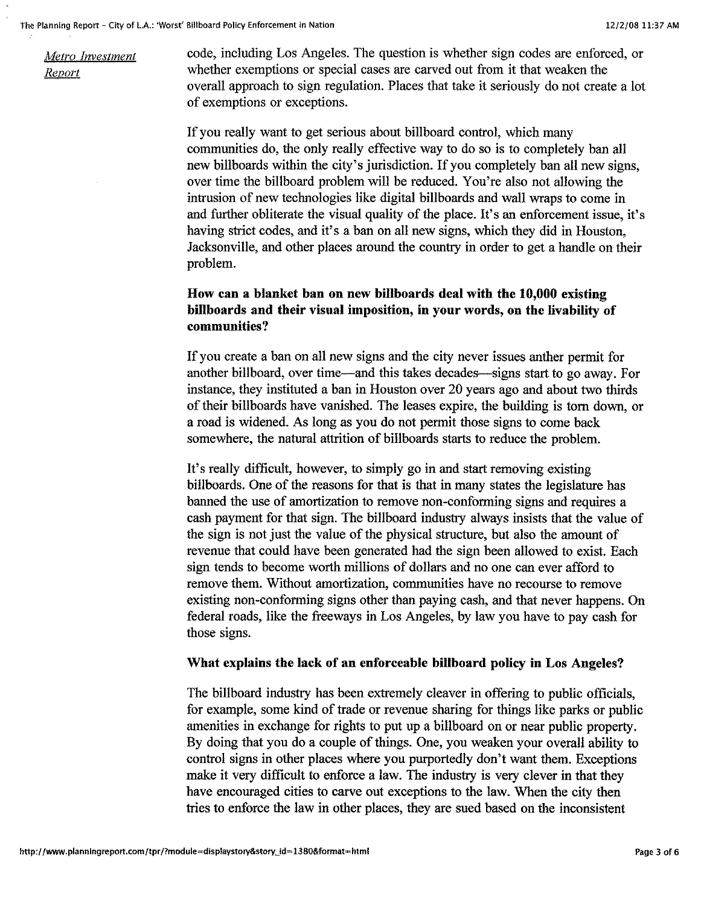*Metro Investment Report*

code, including Los Angeles. The question is whether sign codes are enforced, or whether exemptions or special cases are carved out from it that weaken the overall approach to sign regulation. Places that take it seriously do not create a lot of exemptions or exceptions.

If you really want to get serious about billboard control, which many communities do, the only really effective way to do so is to completely ban all new billboards within the city's jurisdiction. If you completely ban all new signs, over time the billboard problem will be reduced. You're also not allowing the intrusion of new technologies like digital billboards and wall wraps to come in and further obliterate the visual quality of the place. It's an enforcement issue, it's having strict codes, and it's a ban on all new signs, which they did in Houston, Jacksonville, and other places around the country in order to get a handle on their problem.

**How can a blanket ban on new billboards deal with the 10,000 existing billboards and their visual imposition, in your words, on the livability of communities?**

If you create a ban on all new signs and the city never issues anther permit for another billboard, over time—and this takes decades—signs start to go away. For instance, they instituted a ban in Houston over 20 years ago and about two thirds of their billboards have vanished. The leases expire, the building is torn down, or a road is widened. As long as you do not permit those signs to come back somewhere, the natural attrition of billboards starts to reduce the problem.

It's really difficult, however, to simply go in and start removing existing billboards. One of the reasons for that is that in many states the legislature has banned the use of amortization to remove non-conforming signs and requires a cash payment for that sign. The billboard industry always insists that the value of the sign is not just the value of the physical structure, but also the amount of revenue that could have been generated had the sign been allowed to exist. Each sign tends to become worth millions of dollars and no one can ever afford to remove them. Without amortization, communities have no recourse to remove existing non-conforming signs other than paying cash, and that never happens. On federal roads, like the freeways in Los Angeles, by law you have to pay cash for those signs.

**What explains the lack of an enforceable billboard policy in Los Angeles?**

The billboard industry has been extremely cleaver in offering to public officials, for example, some kind of trade or revenue sharing for things like parks or public amenities in exchange for rights to put up a billboard on or near public property. By doing that you do a couple of things. One, you weaken your overall ability to control signs in other places where you purportedly don't want them. Exceptions make it very difficult to enforce a law. The industry is very clever in that they have encouraged cities to carve out exceptions to the law. When the city then tries to enforce the law in other places, they are sued based on the inconsistent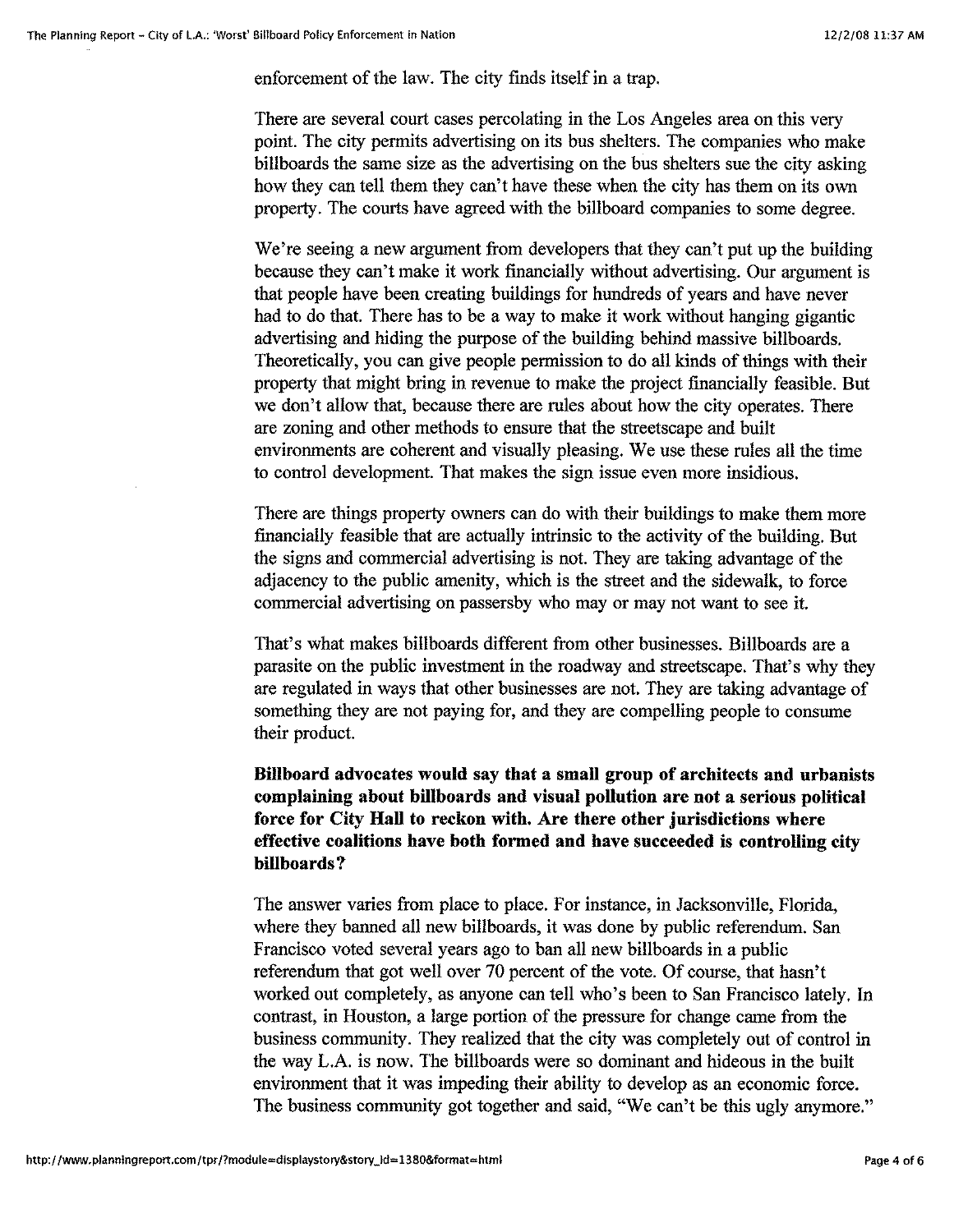enforcement of the law. The city finds itself in a trap.

There are several court cases percolating in the Los Angeles area on this very point. The city permits advertising on its bus shelters. The companies who make billboards the same size as the advertising on the bus shelters sue the city asking how they can tell them they can't have these when the city has them on its own property. The courts have agreed with the billboard companies to some degree.

We're seeing a new argument from developers that they can't put up the building because they can't make it work financially without advertising. Our argument is that people have been creating buildings for hundreds of years and have never had to do that. There has to be a way to make it work without hanging gigantic advertising and hiding the purpose of the building behind massive billboards. Theoretically, you can give people permission to do all kinds of things with their property that might bring in revenue to make the project financially feasible. But we don't allow that, because there are rules about how the city operates. There are zoning and other methods to ensure that the streetscape and built environments are coherent and visually pleasing. We use these rules all the time to control development. That makes the sign issue even more insidious.

There are things property owners can do with their buildings to make them more financially feasible that are actually intrinsic to the activity of the building. But the signs and commercial advertising is not. They are taking advantage of the adjacency to the public amenity, which is the street and the sidewalk, to force commercial advertising on passersby who may or may not want to see it.

That's what makes billboards different from other businesses. Billboards are a parasite on the public investment in the roadway and streetscape. That's why they are regulated in ways that other businesses are not. They are taking advantage of something they are not paying for, and they are compelling people to consume their product.

**Billboard advocates would say that a small group of architects and urbanists complaining about billboards and visual pollution are not a serious political force for City Hall to reckon with. Are there other jurisdictions where effective coalitions have both formed and have succeeded is controlling city billboards?**

The answer varies from place to place. For instance, in Jacksonville, Florida, where they banned all new billboards, it was done by public referendum. San Francisco voted several years ago to ban all new billboards in a public referendum that got well over 70 percent of the vote. Of course, that hasn't worked out completely, as anyone can tell who's been to San Francisco lately. In contrast, in Houston, a large portion of the pressure for change came from the business community. They realized that the city was completely out of control in the way L.A. is now. The billboards were so dominant and hideous in the built environment that it was impeding their ability to develop as an economic force. The business community got together and said, "We can't be this ugly anymore."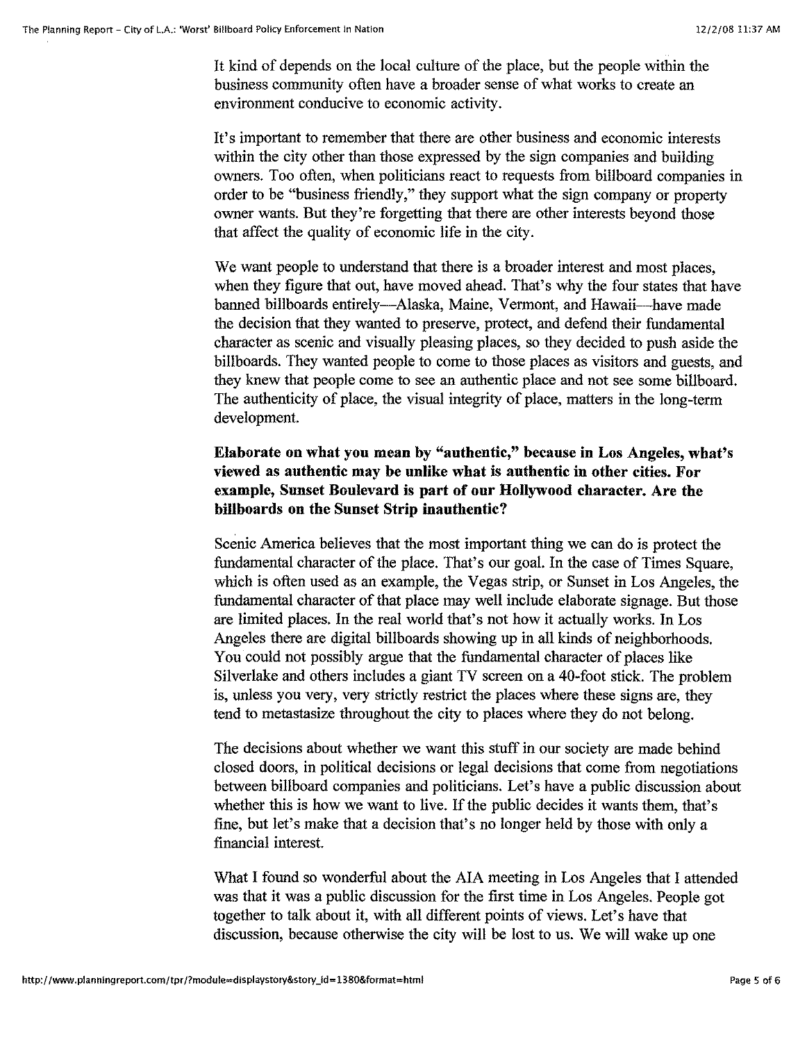It kind of depends on the local culture of the place, but the people within the business community often have a broader sense of what works to create an environment conducive to economic activity.

It's important to remember that there are other business and economic interests within the city other than those expressed by the sign companies and building owners. Too often, when politicians react to requests from billboard companies in order to be "business friendly," they support what the sign company or property owner wants. But they're forgetting that there are other interests beyond those that affect the quality of economic life in the city.

We want people to understand that there is a broader interest and most places, when they figure that out, have moved ahead. That's why the four states that have banned billboards entirely—Alaska, Maine, Vermont, and Hawaii—have made the decision that they wanted to preserve, protect, and defend their fundamental character as scenic and visually pleasing places, so they decided to push aside the billboards. They wanted people to come to those places as visitors and guests, and they knew that people come to see an authentic place and not see some billboard. The authenticity of place, the visual integrity of place, matters in the long-term development.

**Elaborate on what you mean by "authentic," because in Los Angeles, what's viewed as authentic may be unlike what is authentic in other cities. For example, Sunset Boulevard is part of our Hollywood character. Are the billboards on the Sunset Strip inauthentic?**

Scenic America believes that the most important thing we can do is protect the fundamental character of the place. That's our goal. In the case of Times Square, which is often used as an example, the Vegas strip, or Sunset in Los Angeles, the fundamental character of that place may well include elaborate signage. But those are limited places. In the real world that's not how it actually works. In Los Angeles there are digital billboards showing up in all kinds of neighborhoods. You could not possibly argue that the fundamental character of places like Silverlake and others includes a giant TV screen on a 40-foot stick. The problem is, unless you very, very strictly restrict the places where these signs are, they tend to metastasize throughout the city to places where they do not belong.

The decisions about whether we want this stuff in our society are made behind closed doors, in political decisions or legal decisions that come from negotiations between billboard companies and politicians. Let's have a public discussion about whether this is how we want to live. If the public decides it wants them, that's fine, but let's make that a decision that's no longer held by those with only a financial interest.

What I found so wonderful about the AIA meeting in Los Angeles that I attended was that it was a public discussion for the first time in Los Angeles. People got together to talk about it, with all different points of views. Let's have that discussion, because otherwise the city will be lost to us. We will wake up one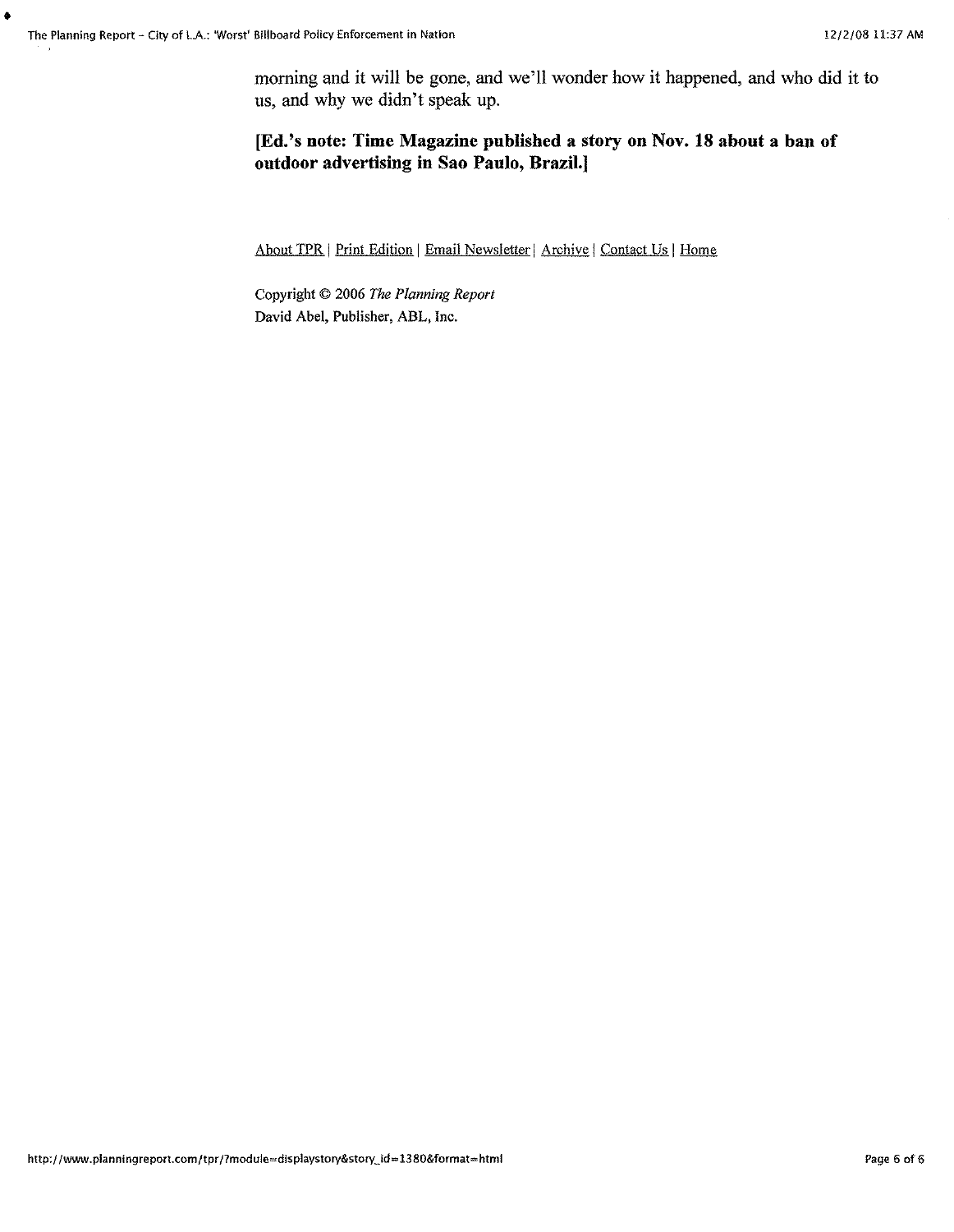morning and it will be gone, and we'll wonder how it happened, and who did it to us, and why we didn't speak up.

**[Ed.'s note: Time Magazine published a story on Nov. 18 about a ban of outdoor advertising in Sao Paulo, Brazil.]**

About TPR | Print Edition | Email Newsletter | Archive | Contact Us | Home

Copyright © 2006 *The Planning Report*
David Abel, Publisher, ABL, Inc.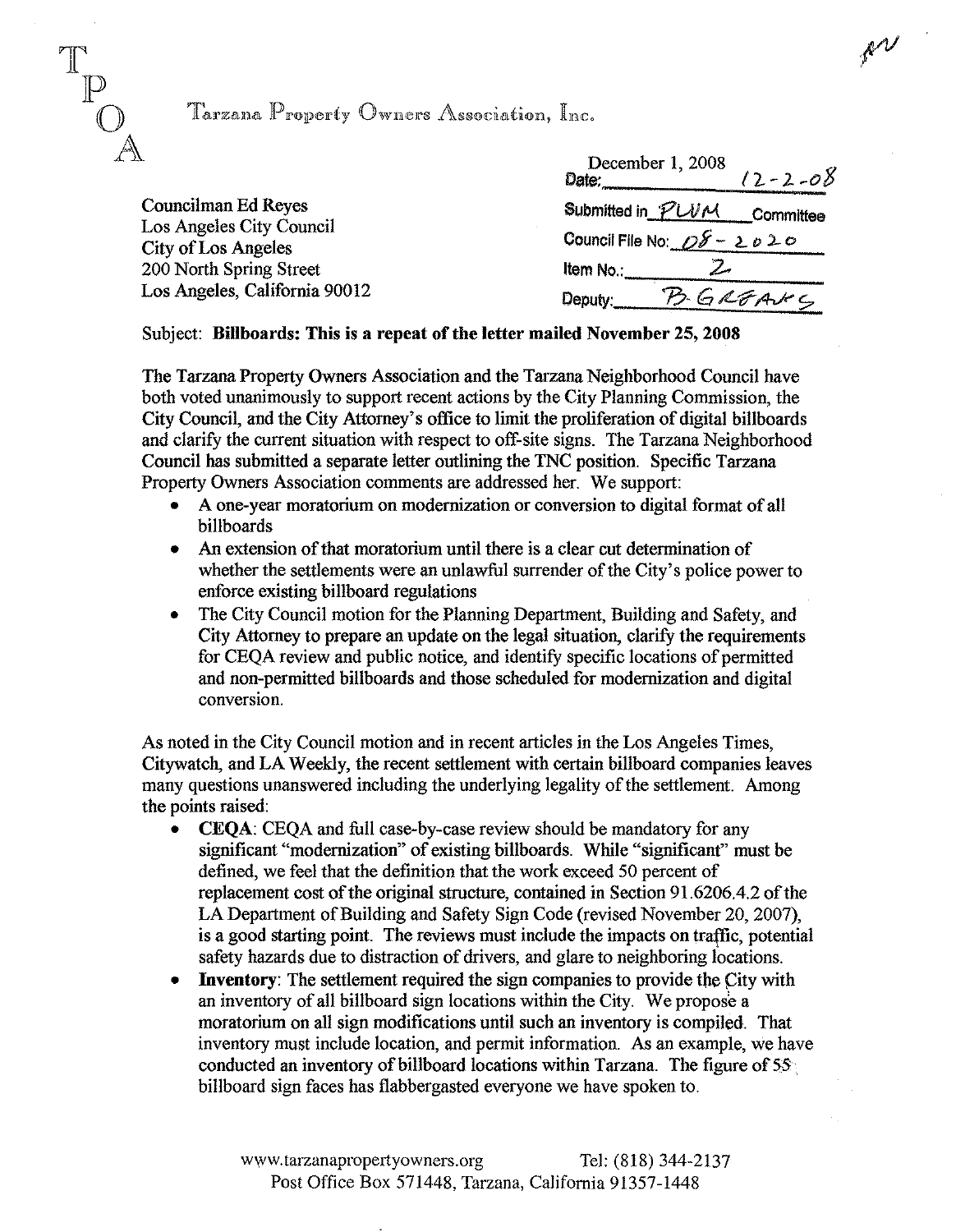T
P
O
A

Tarzana Property Owners Association, Inc.

Councilman Ed Reyes
Los Angeles City Council
City of Los Angeles
200 North Spring Street
Los Angeles, California 90012

December 1, 2008
Date: 12-2-08
Submitted in PLUM Committee
Council File No: 08-2020
Item No.: 2
Deputy: B. GREAVES

Subject: **Billboards: This is a repeat of the letter mailed November 25, 2008**

The Tarzana Property Owners Association and the Tarzana Neighborhood Council have both voted unanimously to support recent actions by the City Planning Commission, the City Council, and the City Attorney's office to limit the proliferation of digital billboards and clarify the current situation with respect to off-site signs. The Tarzana Neighborhood Council has submitted a separate letter outlining the TNC position. Specific Tarzana Property Owners Association comments are addressed her. We support:

- A one-year moratorium on modernization or conversion to digital format of all billboards
- An extension of that moratorium until there is a clear cut determination of whether the settlements were an unlawful surrender of the City's police power to enforce existing billboard regulations
- The City Council motion for the Planning Department, Building and Safety, and City Attorney to prepare an update on the legal situation, clarify the requirements for CEQA review and public notice, and identify specific locations of permitted and non-permitted billboards and those scheduled for modernization and digital conversion.

As noted in the City Council motion and in recent articles in the Los Angeles Times, Citywatch, and LA Weekly, the recent settlement with certain billboard companies leaves many questions unanswered including the underlying legality of the settlement. Among the points raised:

- **CEQA**: CEQA and full case-by-case review should be mandatory for any significant "modernization" of existing billboards. While "significant" must be defined, we feel that the definition that the work exceed 50 percent of replacement cost of the original structure, contained in Section 91.6206.4.2 of the LA Department of Building and Safety Sign Code (revised November 20, 2007), is a good starting point. The reviews must include the impacts on traffic, potential safety hazards due to distraction of drivers, and glare to neighboring locations.
- **Inventory**: The settlement required the sign companies to provide the City with an inventory of all billboard sign locations within the City. We propose a moratorium on all sign modifications until such an inventory is compiled. That inventory must include location, and permit information. As an example, we have conducted an inventory of billboard locations within Tarzana. The figure of 55 billboard sign faces has flabbergasted everyone we have spoken to.

www.tarzanapropertyowners.org Tel: (818) 344-2137
Post Office Box 571448, Tarzana, California 91357-1448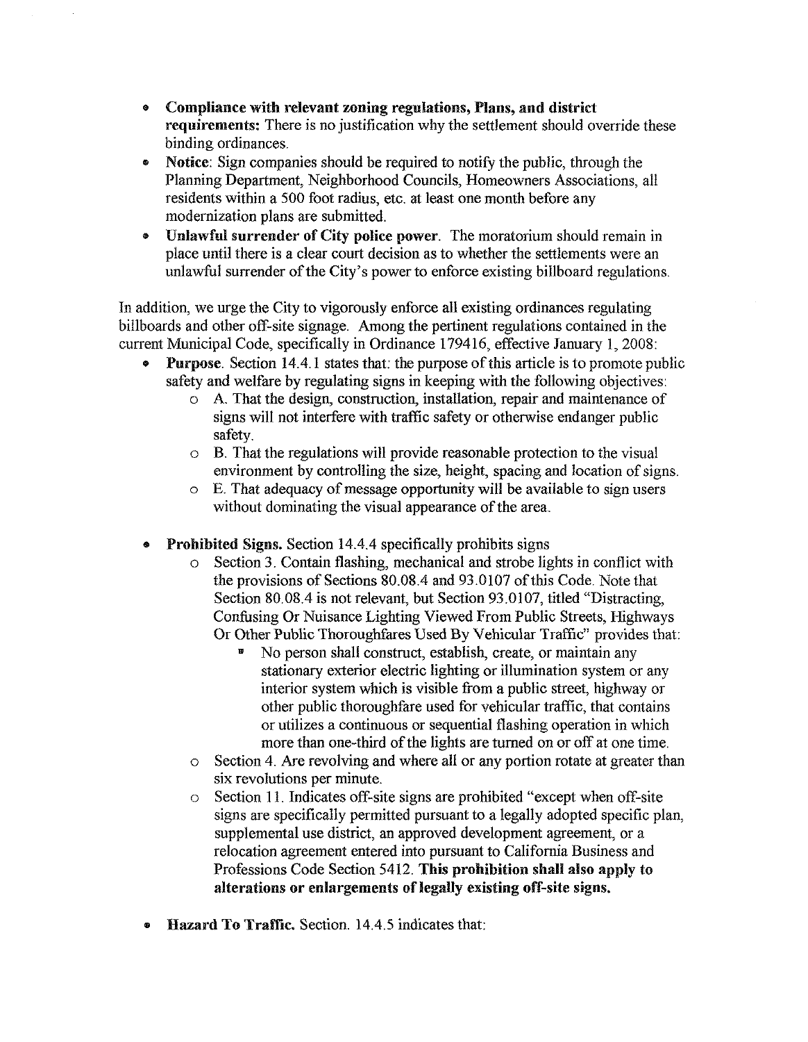- **Compliance with relevant zoning regulations, Plans, and district requirements:** There is no justification why the settlement should override these binding ordinances.
- **Notice**: Sign companies should be required to notify the public, through the Planning Department, Neighborhood Councils, Homeowners Associations, all residents within a 500 foot radius, etc. at least one month before any modernization plans are submitted.
- **Unlawful surrender of City police power**. The moratorium should remain in place until there is a clear court decision as to whether the settlements were an unlawful surrender of the City's power to enforce existing billboard regulations.

In addition, we urge the City to vigorously enforce all existing ordinances regulating billboards and other off-site signage. Among the pertinent regulations contained in the current Municipal Code, specifically in Ordinance 179416, effective January 1, 2008:

- **Purpose**. Section 14.4.1 states that: the purpose of this article is to promote public safety and welfare by regulating signs in keeping with the following objectives:
  - A. That the design, construction, installation, repair and maintenance of signs will not interfere with traffic safety or otherwise endanger public safety.
  - B. That the regulations will provide reasonable protection to the visual environment by controlling the size, height, spacing and location of signs.
  - E. That adequacy of message opportunity will be available to sign users without dominating the visual appearance of the area.

- **Prohibited Signs.** Section 14.4.4 specifically prohibits signs
  - Section 3. Contain flashing, mechanical and strobe lights in conflict with the provisions of Sections 80.08.4 and 93.0107 of this Code. Note that Section 80.08.4 is not relevant, but Section 93.0107, titled "Distracting, Confusing Or Nuisance Lighting Viewed From Public Streets, Highways Or Other Public Thoroughfares Used By Vehicular Traffic" provides that:
    - No person shall construct, establish, create, or maintain any stationary exterior electric lighting or illumination system or any interior system which is visible from a public street, highway or other public thoroughfare used for vehicular traffic, that contains or utilizes a continuous or sequential flashing operation in which more than one-third of the lights are turned on or off at one time.
  - Section 4. Are revolving and where all or any portion rotate at greater than six revolutions per minute.
  - Section 11. Indicates off-site signs are prohibited "except when off-site signs are specifically permitted pursuant to a legally adopted specific plan, supplemental use district, an approved development agreement, or a relocation agreement entered into pursuant to California Business and Professions Code Section 5412. **This prohibition shall also apply to alterations or enlargements of legally existing off-site signs.**

- **Hazard To Traffic.** Section. 14.4.5 indicates that: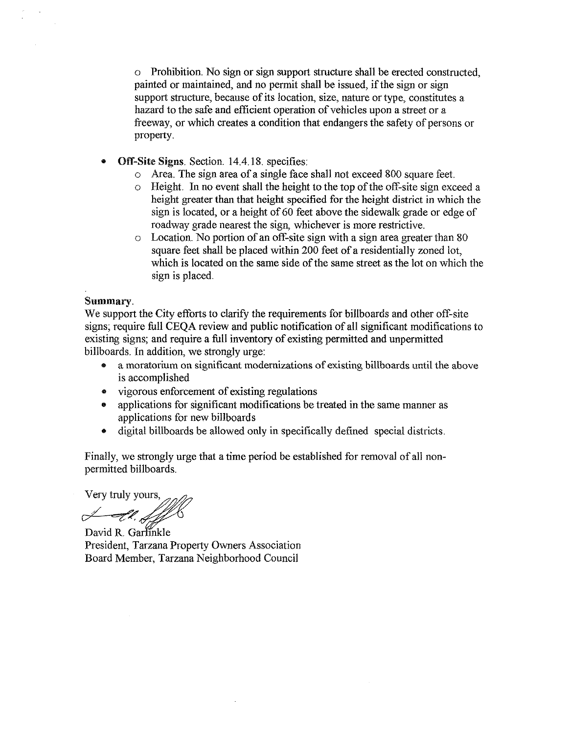- Prohibition. No sign or sign support structure shall be erected constructed, painted or maintained, and no permit shall be issued, if the sign or sign support structure, because of its location, size, nature or type, constitutes a hazard to the safe and efficient operation of vehicles upon a street or a freeway, or which creates a condition that endangers the safety of persons or property.

- **Off-Site Signs**. Section. 14.4.18. specifies:
  - Area. The sign area of a single face shall not exceed 800 square feet.
  - Height. In no event shall the height to the top of the off-site sign exceed a height greater than that height specified for the height district in which the sign is located, or a height of 60 feet above the sidewalk grade or edge of roadway grade nearest the sign, whichever is more restrictive.
  - Location. No portion of an off-site sign with a sign area greater than 80 square feet shall be placed within 200 feet of a residentially zoned lot, which is located on the same side of the same street as the lot on which the sign is placed.

**Summary**.

We support the City efforts to clarify the requirements for billboards and other off-site signs; require full CEQA review and public notification of all significant modifications to existing signs; and require a full inventory of existing permitted and unpermitted billboards. In addition, we strongly urge:

- a moratorium on significant modernizations of existing billboards until the above is accomplished
- vigorous enforcement of existing regulations
- applications for significant modifications be treated in the same manner as applications for new billboards
- digital billboards be allowed only in specifically defined special districts.

Finally, we strongly urge that a time period be established for removal of all non-permitted billboards.

Very truly yours,

David R. Garfinkle
President, Tarzana Property Owners Association
Board Member, Tarzana Neighborhood Council